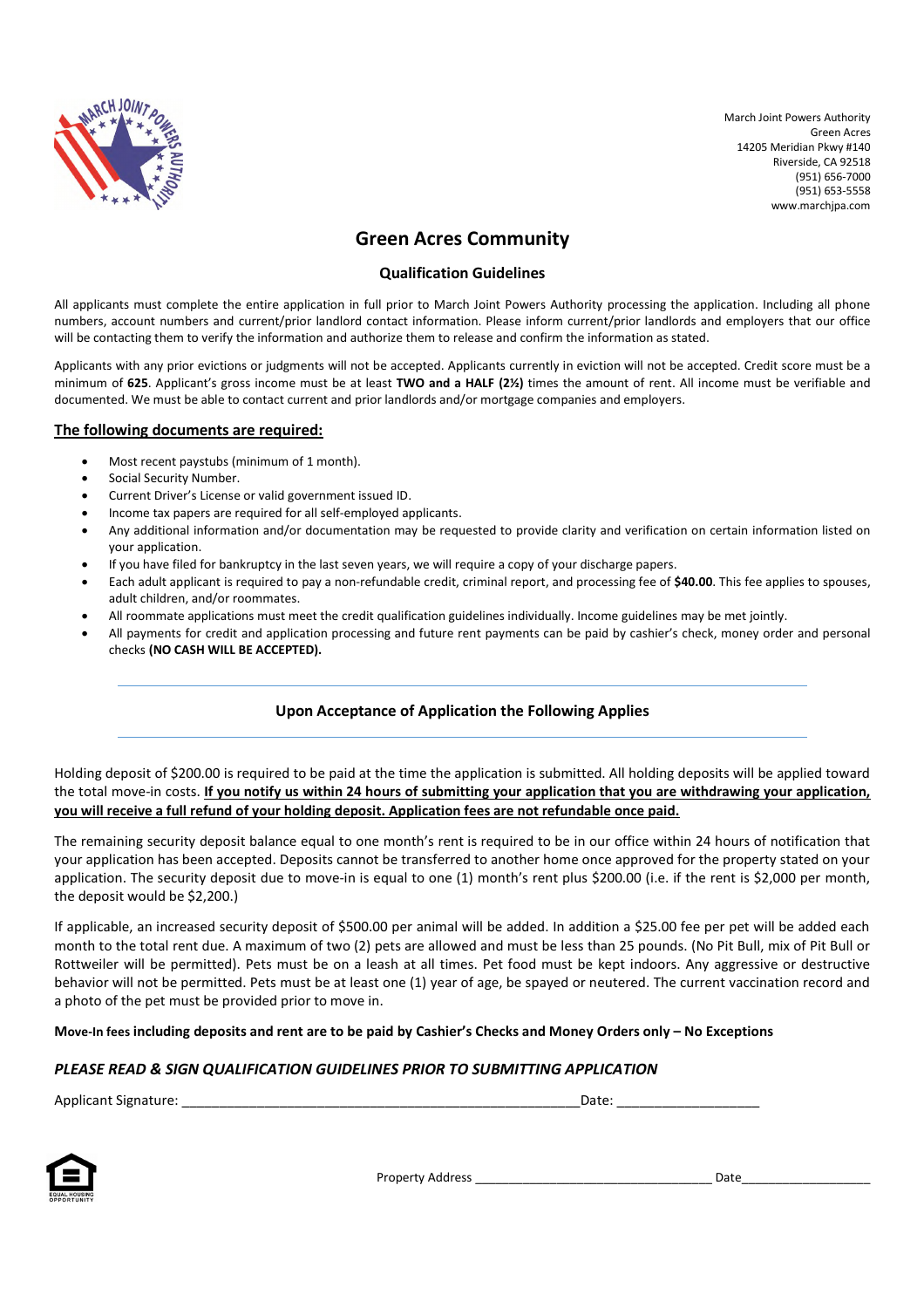March Joint Powers Authority
Green Acres
14205 Meridian Pkwy #140
Riverside, CA 92518
(951) 656-7000
(951) 653-5558
www.marchjpa.com

# Green Acres Community

## Qualification Guidelines

All applicants must complete the entire application in full prior to March Joint Powers Authority processing the application. Including all phone numbers, account numbers and current/prior landlord contact information. Please inform current/prior landlords and employers that our office will be contacting them to verify the information and authorize them to release and confirm the information as stated.

Applicants with any prior evictions or judgments will not be accepted. Applicants currently in eviction will not be accepted. Credit score must be a minimum of **625**. Applicant's gross income must be at least **TWO and a HALF (2½)** times the amount of rent. All income must be verifiable and documented. We must be able to contact current and prior landlords and/or mortgage companies and employers.

### <u>The following documents are required:</u>

- Most recent paystubs (minimum of 1 month).
- Social Security Number.
- Current Driver's License or valid government issued ID.
- Income tax papers are required for all self-employed applicants.
- Any additional information and/or documentation may be requested to provide clarity and verification on certain information listed on your application.
- If you have filed for bankruptcy in the last seven years, we will require a copy of your discharge papers.
- Each adult applicant is required to pay a non-refundable credit, criminal report, and processing fee of **$40.00**. This fee applies to spouses, adult children, and/or roommates.
- All roommate applications must meet the credit qualification guidelines individually. Income guidelines may be met jointly.
- All payments for credit and application processing and future rent payments can be paid by cashier's check, money order and personal checks **(NO CASH WILL BE ACCEPTED).**

---

### Upon Acceptance of Application the Following Applies

---

Holding deposit of $200.00 is required to be paid at the time the application is submitted. All holding deposits will be applied toward the total move-in costs. **<u>If you notify us within 24 hours of submitting your application that you are withdrawing your application, you will receive a full refund of your holding deposit. Application fees are not refundable once paid.</u>**

The remaining security deposit balance equal to one month's rent is required to be in our office within 24 hours of notification that your application has been accepted. Deposits cannot be transferred to another home once approved for the property stated on your application. The security deposit due to move-in is equal to one (1) month's rent plus $200.00 (i.e. if the rent is $2,000 per month, the deposit would be $2,200.)

If applicable, an increased security deposit of $500.00 per animal will be added. In addition a $25.00 fee per pet will be added each month to the total rent due. A maximum of two (2) pets are allowed and must be less than 25 pounds. (No Pit Bull, mix of Pit Bull or Rottweiler will be permitted). Pets must be on a leash at all times. Pet food must be kept indoors. Any aggressive or destructive behavior will not be permitted. Pets must be at least one (1) year of age, be spayed or neutered. The current vaccination record and a photo of the pet must be provided prior to move in.

**Move-In fees including deposits and rent are to be paid by Cashier's Checks and Money Orders only – No Exceptions**

***PLEASE READ & SIGN QUALIFICATION GUIDELINES PRIOR TO SUBMITTING APPLICATION***

Applicant Signature: ______________________________________________________ Date: ___________________

EQUAL HOUSING OPPORTUNITY

Property Address _________________________________ Date__________________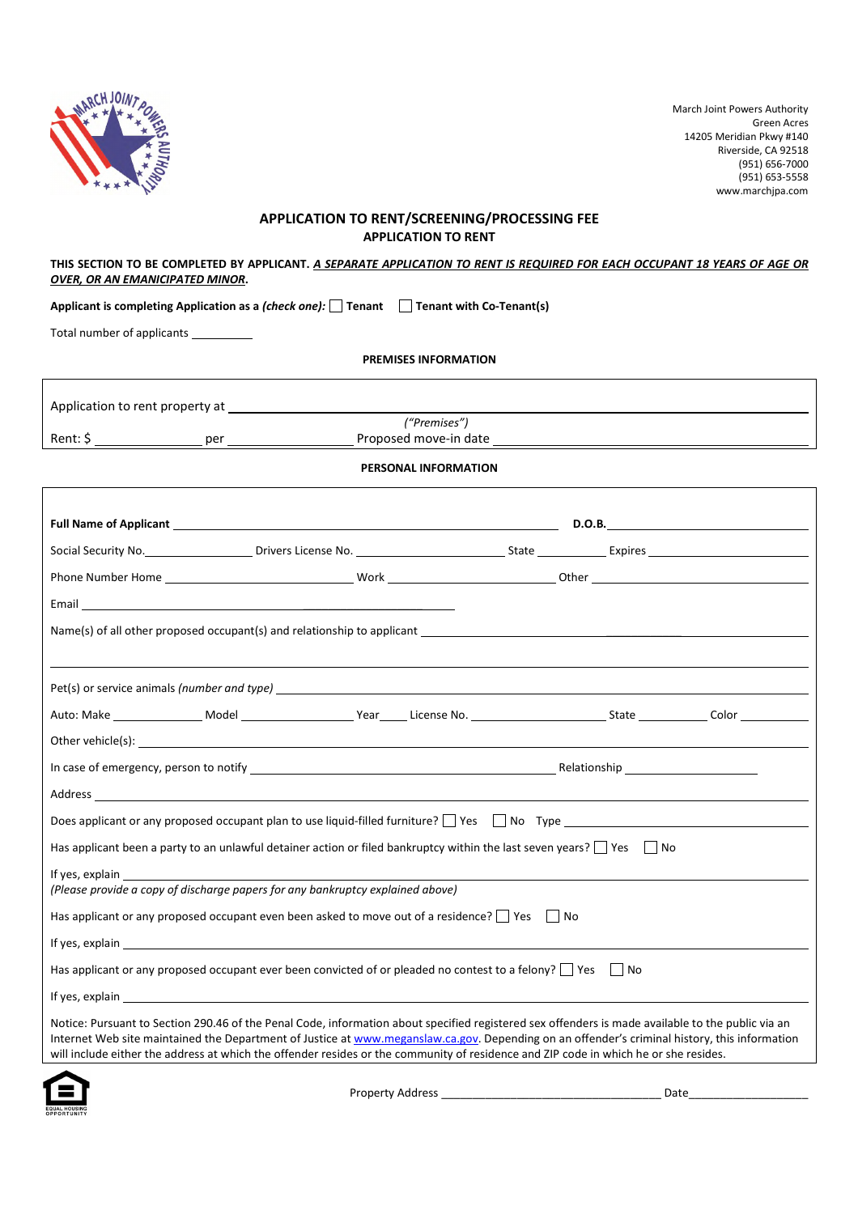March Joint Powers Authority
Green Acres
14205 Meridian Pkwy #140
Riverside, CA 92518
(951) 656-7000
(951) 653-5558
www.marchjpa.com

## APPLICATION TO RENT/SCREENING/PROCESSING FEE

### APPLICATION TO RENT

**THIS SECTION TO BE COMPLETED BY APPLICANT.** ***A SEPARATE APPLICATION TO RENT IS REQUIRED FOR EACH OCCUPANT 18 YEARS OF AGE OR OVER, OR AN EMANICIPATED MINOR*.**

**Applicant is completing Application as a *(check one)*:** ☐ **Tenant** ☐ **Tenant with Co-Tenant(s)**

Total number of applicants __________

**PREMISES INFORMATION**

Application to rent property at ____________________________________________
*("Premises")*

Rent: $ ______________ per ______________ Proposed move-in date ______________

**PERSONAL INFORMATION**

**Full Name of Applicant** ______________________________ **D.O.B.** ______________

Social Security No. ______________ Drivers License No. ______________ State ______ Expires ______________

Phone Number Home ______________ Work ______________ Other ______________

Email ______________________________

Name(s) of all other proposed occupant(s) and relationship to applicant ______________________________

______________________________________________________________________

Pet(s) or service animals *(number and type)* ______________________________

Auto: Make __________ Model __________ Year ____ License No. __________ State ______ Color ______

Other vehicle(s): ______________________________

In case of emergency, person to notify ______________________________ Relationship ______________

Address ______________________________

Does applicant or any proposed occupant plan to use liquid-filled furniture? ☐ Yes ☐ No Type ______________

Has applicant been a party to an unlawful detainer action or filed bankruptcy within the last seven years? ☐ Yes ☐ No

If yes, explain ______________________________
*(Please provide a copy of discharge papers for any bankruptcy explained above)*

Has applicant or any proposed occupant even been asked to move out of a residence? ☐ Yes ☐ No

If yes, explain ______________________________

Has applicant or any proposed occupant ever been convicted of or pleaded no contest to a felony? ☐ Yes ☐ No

If yes, explain ______________________________

Notice: Pursuant to Section 290.46 of the Penal Code, information about specified registered sex offenders is made available to the public via an Internet Web site maintained the Department of Justice at www.meganslaw.ca.gov. Depending on an offender's criminal history, this information will include either the address at which the offender resides or the community of residence and ZIP code in which he or she resides.

EQUAL HOUSING OPPORTUNITY

Property Address ______________________________ Date ______________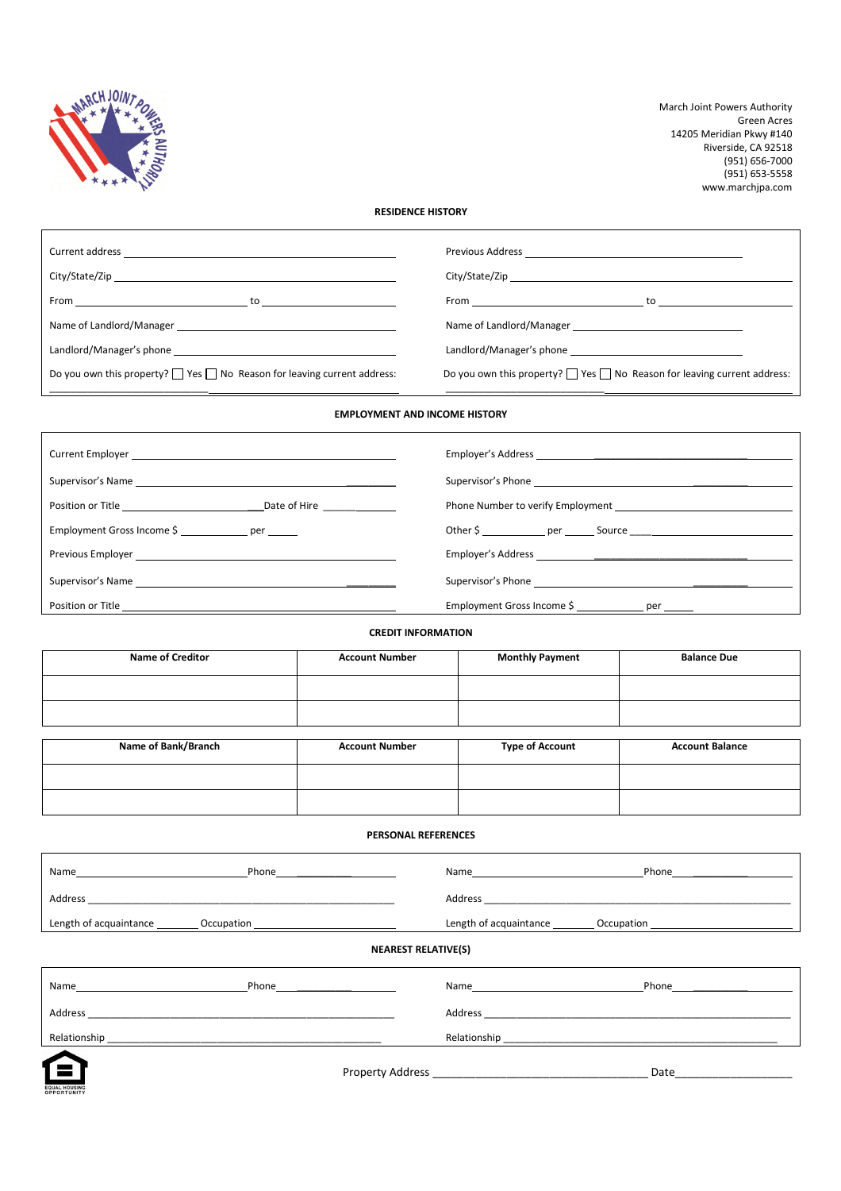March Joint Powers Authority
Green Acres
14205 Meridian Pkwy #140
Riverside, CA 92518
(951) 656-7000
(951) 653-5558
www.marchjpa.com

## RESIDENCE HISTORY

Current address ______________________________

City/State/Zip ______________________________

From ______________ to ______________

Name of Landlord/Manager ______________________________

Landlord/Manager's phone ______________________________

Do you own this property? ☐ Yes ☐ No Reason for leaving current address:

______________________________

Previous Address ______________________________

City/State/Zip ______________________________

From ______________ to ______________

Name of Landlord/Manager ______________________________

Landlord/Manager's phone ______________________________

Do you own this property? ☐ Yes ☐ No Reason for leaving current address:

______________________________

## EMPLOYMENT AND INCOME HISTORY

Current Employer ______________________________

Supervisor's Name ______________________________

Position or Title ______________ Date of Hire ______________

Employment Gross Income $ __________ per _____

Previous Employer ______________________________

Supervisor's Name ______________________________

Position or Title ______________________________

Employer's Address ______________________________

Supervisor's Phone ______________________________

Phone Number to verify Employment ______________________________

Other $ __________ per _____ Source ______________

Employer's Address ______________________________

Supervisor's Phone ______________________________

Employment Gross Income $ __________ per _____

## CREDIT INFORMATION

| Name of Creditor | Account Number | Monthly Payment | Balance Due |
|---|---|---|---|
| | | | |
| | | | |

| Name of Bank/Branch | Account Number | Type of Account | Account Balance |
|---|---|---|---|
| | | | |
| | | | |

## PERSONAL REFERENCES

Name ______________________ Phone ______________

Address ______________________________

Length of acquaintance ________ Occupation ______________

Name ______________________ Phone ______________

Address ______________________________

Length of acquaintance ________ Occupation ______________

## NEAREST RELATIVE(S)

Name ______________________ Phone ______________

Address ______________________________

Relationship ______________________________

Name ______________________ Phone ______________

Address ______________________________

Relationship ______________________________

EQUAL HOUSING OPPORTUNITY

Property Address ______________________________ Date ______________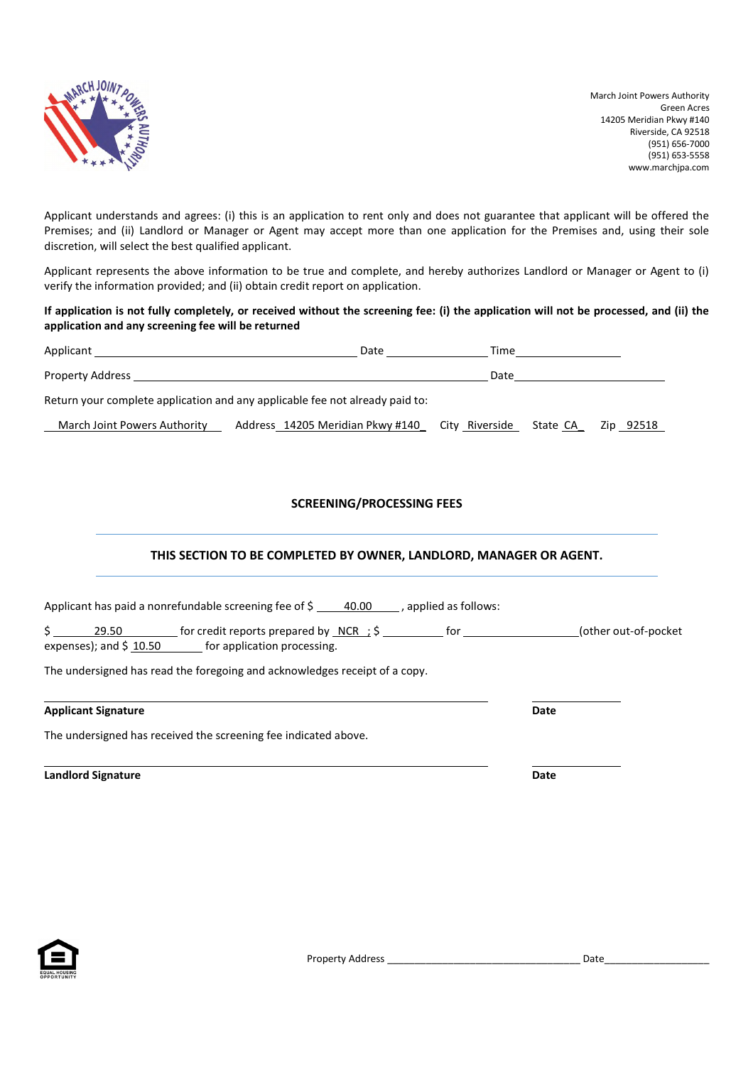March Joint Powers Authority
Green Acres
14205 Meridian Pkwy #140
Riverside, CA 92518
(951) 656-7000
(951) 653-5558
www.marchjpa.com

Applicant understands and agrees: (i) this is an application to rent only and does not guarantee that applicant will be offered the Premises; and (ii) Landlord or Manager or Agent may accept more than one application for the Premises and, using their sole discretion, will select the best qualified applicant.

Applicant represents the above information to be true and complete, and hereby authorizes Landlord or Manager or Agent to (i) verify the information provided; and (ii) obtain credit report on application.

**If application is not fully completely, or received without the screening fee: (i) the application will not be processed, and (ii) the application and any screening fee will be returned**

Applicant ______________________________ Date ______________ Time ______________

Property Address ______________________________________________ Date ______________

Return your complete application and any applicable fee not already paid to:

March Joint Powers Authority   Address 14205 Meridian Pkwy #140   City Riverside   State CA   Zip 92518

## SCREENING/PROCESSING FEES

### THIS SECTION TO BE COMPLETED BY OWNER, LANDLORD, MANAGER OR AGENT.

Applicant has paid a nonrefundable screening fee of $ 40.00 , applied as follows:

$ 29.50 for credit reports prepared by NCR ; $ __________ for ____________________ (other out-of-pocket expenses); and $ 10.50 for application processing.

The undersigned has read the foregoing and acknowledges receipt of a copy.

______________________________________________   ______________

**Applicant Signature** **Date**

The undersigned has received the screening fee indicated above.

______________________________________________   ______________

**Landlord Signature** **Date**

Property Address ______________________________ Date ______________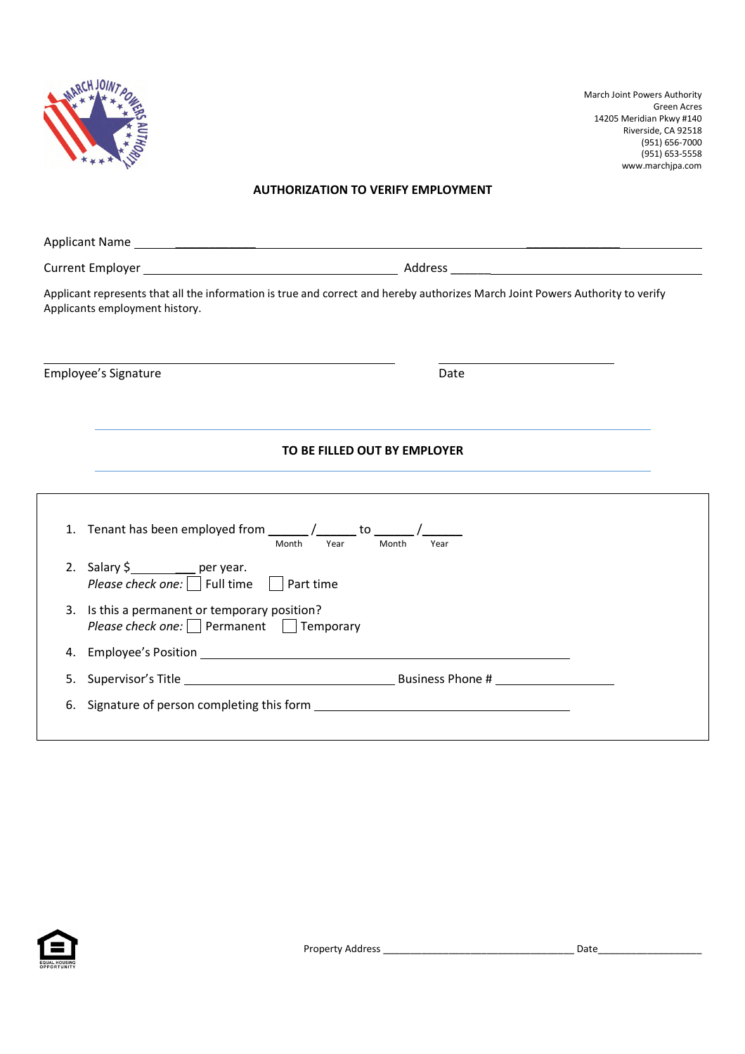March Joint Powers Authority
Green Acres
14205 Meridian Pkwy #140
Riverside, CA 92518
(951) 656-7000
(951) 653-5558
www.marchjpa.com

## AUTHORIZATION TO VERIFY EMPLOYMENT

Applicant Name ______________________________________________________________________

Current Employer ________________________________ Address ________________________________

Applicant represents that all the information is true and correct and hereby authorizes March Joint Powers Authority to verify Applicants employment history.

______________________________________________ ______________________

Employee's Signature Date

### TO BE FILLED OUT BY EMPLOYER

1. Tenant has been employed from ______/______ to ______/______
   Month Year Month Year
2. Salary $___________ per year.
   *Please check one:* ☐ Full time ☐ Part time
3. Is this a permanent or temporary position?
   *Please check one:* ☐ Permanent ☐ Temporary
4. Employee's Position ______________________________________________
5. Supervisor's Title ______________________________ Business Phone # __________________
6. Signature of person completing this form ______________________________________

EQUAL HOUSING OPPORTUNITY

Property Address ___________________________________ Date___________________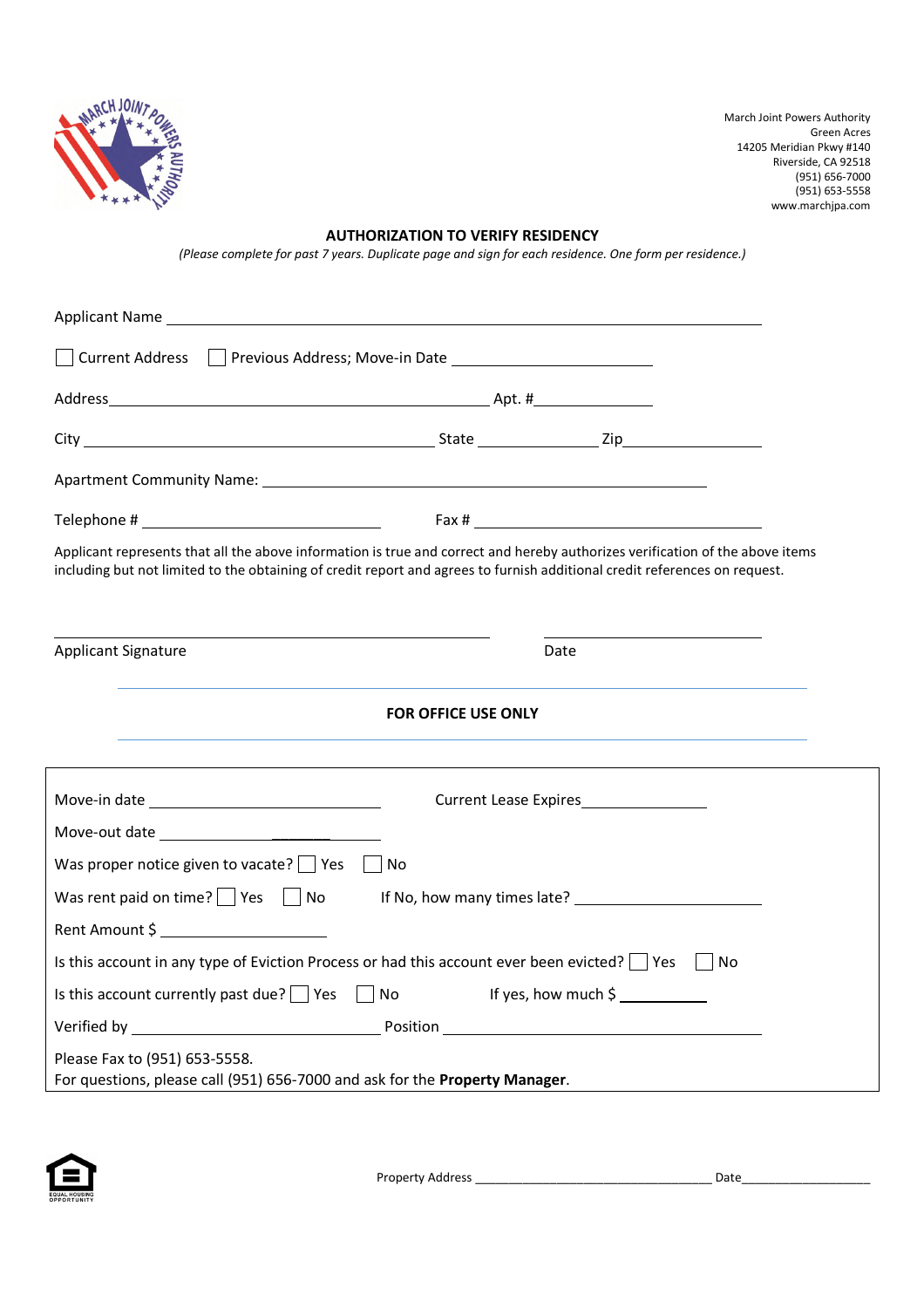March Joint Powers Authority
Green Acres
14205 Meridian Pkwy #140
Riverside, CA 92518
(951) 656-7000
(951) 653-5558
www.marchjpa.com

## AUTHORIZATION TO VERIFY RESIDENCY

*(Please complete for past 7 years. Duplicate page and sign for each residence. One form per residence.)*

Applicant Name ____________________________________________

☐ Current Address ☐ Previous Address; Move-in Date ____________________

Address ____________________________________ Apt. # ____________

City ______________________________ State ____________ Zip ______________

Apartment Community Name: ________________________________________

Telephone # ______________________ Fax # __________________________

Applicant represents that all the above information is true and correct and hereby authorizes verification of the above items including but not limited to the obtaining of credit report and agrees to furnish additional credit references on request.

________________________________________ ____________________

Applicant Signature Date

**FOR OFFICE USE ONLY**

Move-in date ______________________ Current Lease Expires ______________

Move-out date ______________________

Was proper notice given to vacate? ☐ Yes ☐ No

Was rent paid on time? ☐ Yes ☐ No If No, how many times late? ____________________

Rent Amount $ ________________

Is this account in any type of Eviction Process or had this account ever been evicted? ☐ Yes ☐ No

Is this account currently past due? ☐ Yes ☐ No If yes, how much $ __________

Verified by ______________________ Position ______________________________

Please Fax to (951) 653-5558.
For questions, please call (951) 656-7000 and ask for the **Property Manager**.

EQUAL HOUSING OPPORTUNITY

Property Address ______________________________ Date__________________